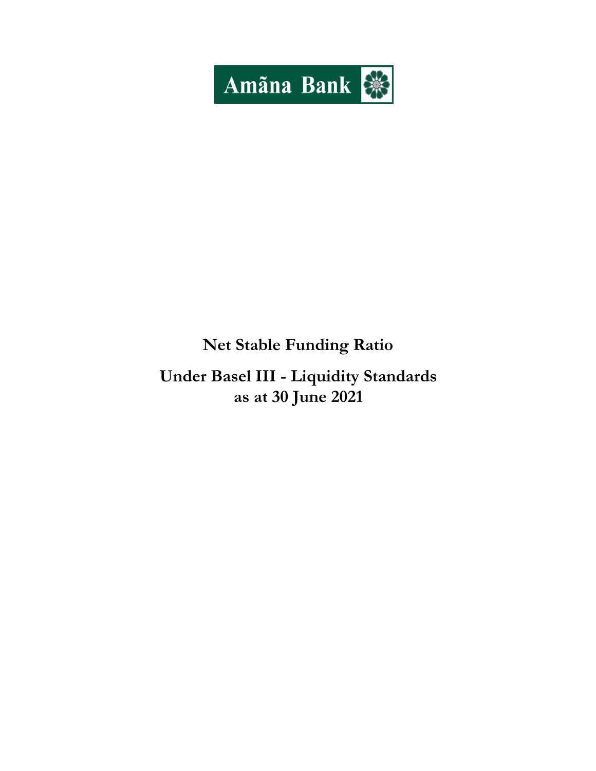Amãna Bank

# Net Stable Funding Ratio

## Under Basel III - Liquidity Standards as at 30 June 2021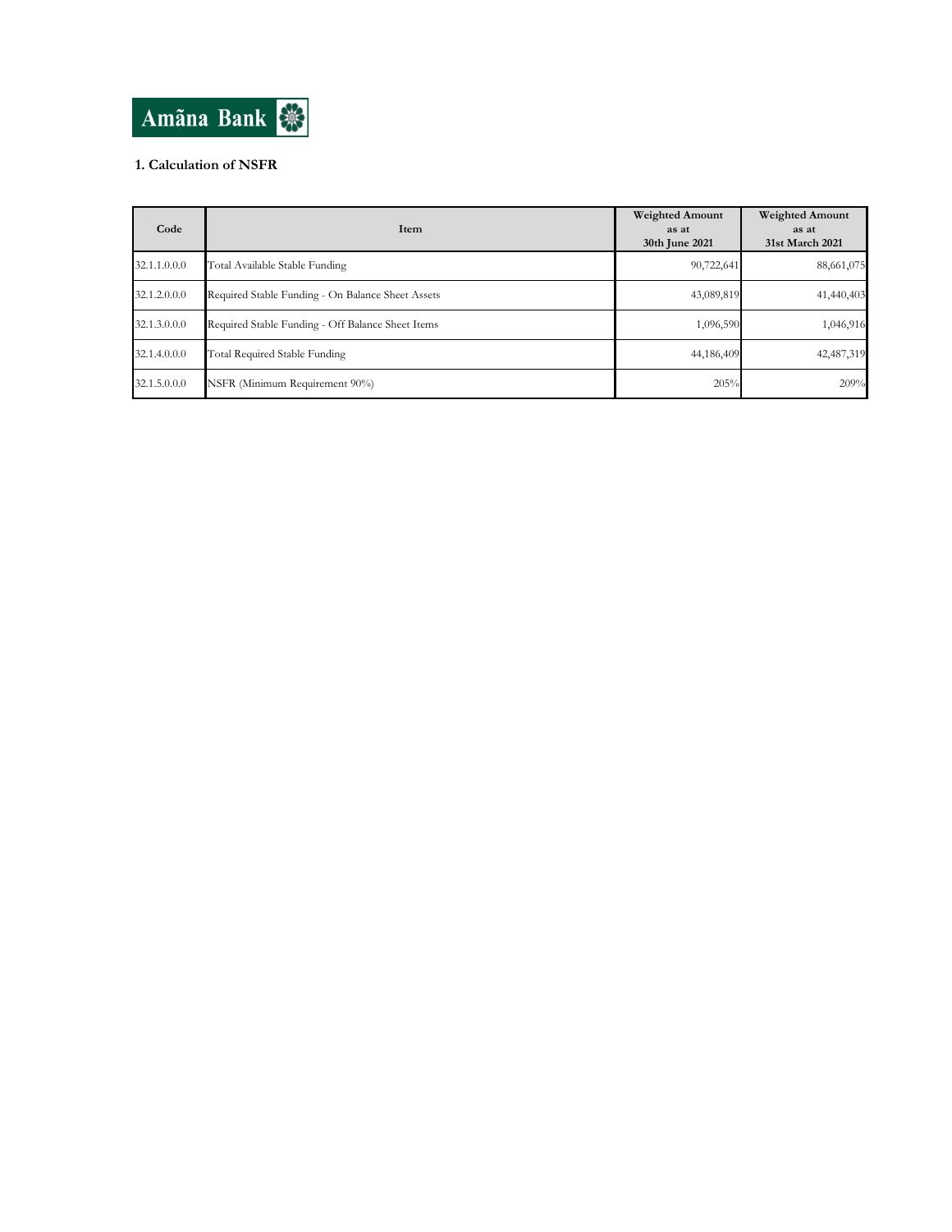Amãna Bank

## 1. Calculation of NSFR

| Code | Item | Weighted Amount as at 30th June 2021 | Weighted Amount as at 31st March 2021 |
|---|---|---|---|
| 32.1.1.0.0.0 | Total Available Stable Funding | 90,722,641 | 88,661,075 |
| 32.1.2.0.0.0 | Required Stable Funding - On Balance Sheet Assets | 43,089,819 | 41,440,403 |
| 32.1.3.0.0.0 | Required Stable Funding - Off Balance Sheet Items | 1,096,590 | 1,046,916 |
| 32.1.4.0.0.0 | Total Required Stable Funding | 44,186,409 | 42,487,319 |
| 32.1.5.0.0.0 | NSFR (Minimum Requirement 90%) | 205% | 209% |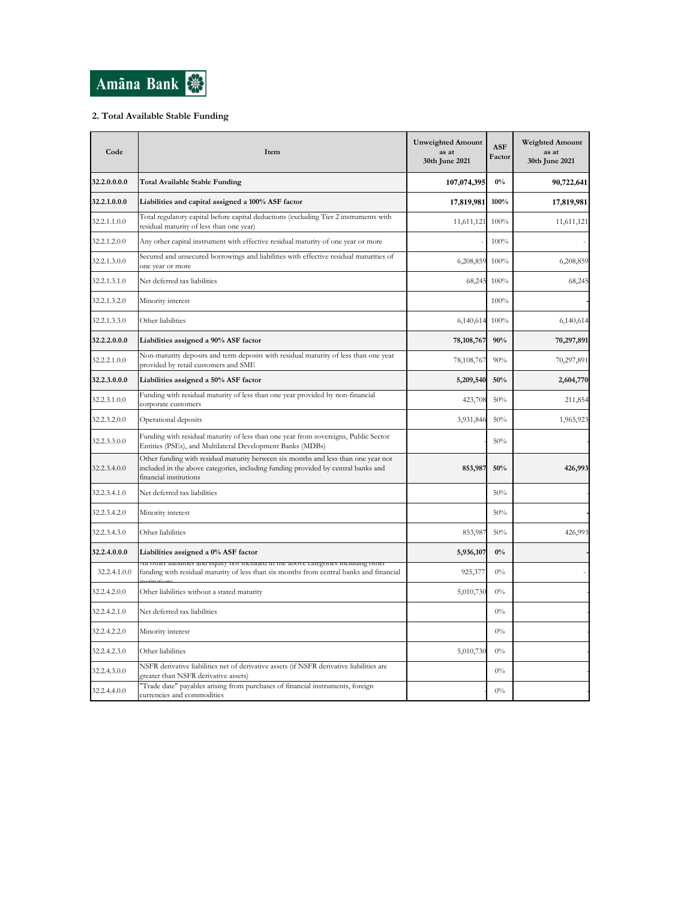Amãna Bank

## 2. Total Available Stable Funding

| Code | Item | Unweighted Amount as at 30th June 2021 | ASF Factor | Weighted Amount as at 30th June 2021 |
|---|---|---|---|---|
| **32.2.0.0.0** | **Total Available Stable Funding** | **107,074,395** | **0%** | **90,722,641** |
| **32.2.1.0.0** | **Liabilities and capital assigned a 100% ASF factor** | **17,819,981** | **100%** | **17,819,981** |
| 32.2.1.1.0 | Total regulatory capital before capital deductions (excluding Tier 2 instruments with residual maturity of less than one year) | 11,611,121 | 100% | 11,611,121 |
| 32.2.1.2.0 | Any other capital instrument with effective residual maturity of one year or more | - | 100% | - |
| 32.2.1.3.0 | Secured and unsecured borrowings and liabilities with effective residual maturities of one year or more | 6,208,859 | 100% | 6,208,859 |
| 32.2.1.3.1.0 | Net deferred tax liabilities | 68,245 | 100% | 68,245 |
| 32.2.1.3.2.0 | Minority interest | | 100% | - |
| 32.2.1.3.3.0 | Other liabilities | 6,140,614 | 100% | 6,140,614 |
| **32.2.2.0.0** | **Liabilities assigned a 90% ASF factor** | **78,108,767** | **90%** | **70,297,891** |
| 32.2.2.1.0 | Non-maturity deposits and term deposits with residual maturity of less than one year provided by retail customers and SME | 78,108,767 | 90% | 70,297,891 |
| **32.2.3.0.0** | **Liabilities assigned a 50% ASF factor** | **5,209,540** | **50%** | **2,604,770** |
| 32.2.3.1.0 | Funding with residual maturity of less than one year provided by non-financial corporate customers | 423,708 | 50% | 211,854 |
| 32.2.3.2.0 | Operational deposits | 3,931,846 | 50% | 1,965,923 |
| 32.2.3.3.0 | Funding with residual maturity of less than one year from sovereigns, Public Sector Entities (PSEs), and Multilateral Development Banks (MDBs) | - | 50% | - |
| 32.2.3.4.0 | Other funding with residual maturity between six months and less than one year not included in the above categories, including funding provided by central banks and financial institutions | **853,987** | **50%** | **426,993** |
| 32.2.3.4.1.0 | Net deferred tax liabilities | | 50% | - |
| 32.2.3.4.2.0 | Minority interest | | 50% | - |
| 32.2.3.4.3.0 | Other liabilities | 853,987 | 50% | 426,993 |
| **32.2.4.0.0** | **Liabilities assigned a 0% ASF factor** | **5,936,107** | **0%** | - |
| 32.2.4.1.0.0 | All other liabilities and equity not included in the above categories including other funding with residual maturity of less than six months from central banks and financial institutions | 925,377 | 0% | - |
| 32.2.4.2.0 | Other liabilities without a stated maturity | 5,010,730 | 0% | - |
| 32.2.4.2.1.0 | Net deferred tax liabilities | | 0% | - |
| 32.2.4.2.2.0 | Minority interest | | 0% | - |
| 32.2.4.2.3.0 | Other liabilities | 5,010,730 | 0% | - |
| 32.2.4.3.0 | NSFR derivative liabilities net of derivative assets (if NSFR derivative liabilities are greater than NSFR derivative assets) | | 0% | - |
| 32.2.4.4.0 | "Trade date" payables arising from purchases of financial instruments, foreign currencies and commodities | - | 0% | - |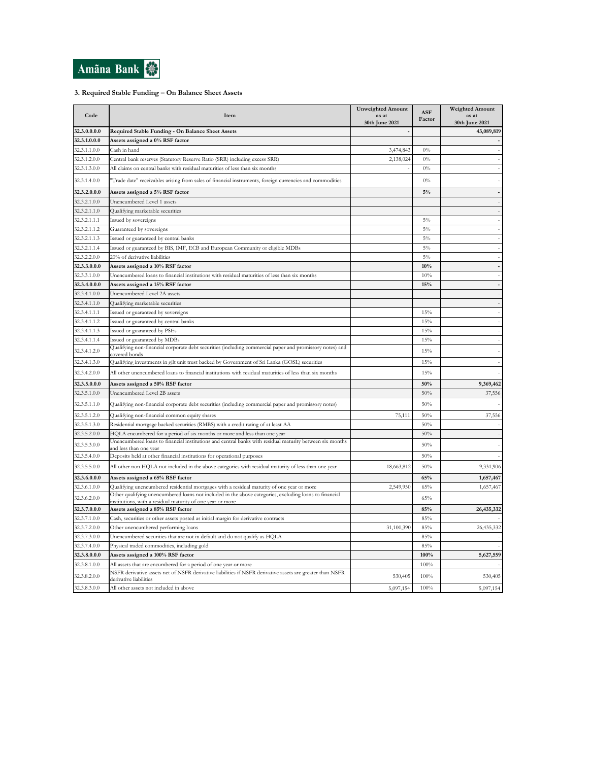Amãna Bank

### 3. Required Stable Funding – On Balance Sheet Assets

| Code | Item | Unweighted Amount as at 30th June 2021 | ASF Factor | Weighted Amount as at 30th June 2021 |
|---|---|---|---|---|
| **32.3.0.0.0.0** | **Required Stable Funding - On Balance Sheet Assets** | - | | **43,089,819** |
| **32.3.1.0.0.0** | **Assets assigned a 0% RSF factor** | | | **-** |
| 32.3.1.1.0.0 | Cash in hand | 3,474,843 | 0% | - |
| 32.3.1.2.0.0 | Central bank reserves (Statutory Reserve Ratio (SRR) including excess SRR) | 2,138,024 | 0% | - |
| 32.3.1.3.0.0 | All claims on central banks with residual maturities of less than six months | - | 0% | - |
| 32.3.1.4.0.0 | "Trade date" receivables arising from sales of financial instruments, foreign currencies and commodities | | 0% | - |
| **32.3.2.0.0.0** | **Assets assigned a 5% RSF factor** | | **5%** | **-** |
| 32.3.2.1.0.0 | Unencumbered Level 1 assets | | | - |
| 32.3.2.1.1.0 | Qualifying marketable securities | | | - |
| 32.3.2.1.1.1 | Issued by sovereigns | | 5% | - |
| 32.3.2.1.1.2 | Guaranteed by sovereigns | | 5% | - |
| 32.3.2.1.1.3 | Issued or guaranteed by central banks | | 5% | - |
| 32.3.2.1.1.4 | Issued or guaranteed by BIS, IMF, ECB and European Community or eligible MDBs | | 5% | - |
| 32.3.2.2.0.0 | 20% of derivative liabilities | | 5% | - |
| **32.3.3.0.0.0** | **Assets assigned a 10% RSF factor** | | **10%** | **-** |
| 32.3.3.1.0.0 | Unencumbered loans to financial institutions with residual maturities of less than six months | | 10% | - |
| **32.3.4.0.0.0** | **Assets assigned a 15% RSF factor** | | **15%** | **-** |
| 32.3.4.1.0.0 | Unencumbered Level 2A assets | | | - |
| 32.3.4.1.1.0 | Qualifying marketable securities | | | - |
| 32.3.4.1.1.1 | Issued or guaranteed by sovereigns | | 15% | - |
| 32.3.4.1.1.2 | Issued or guaranteed by central banks | | 15% | - |
| 32.3.4.1.1.3 | Issued or guaranteed by PSEs | | 15% | - |
| 32.3.4.1.1.4 | Issued or guaranteed by MDBs | | 15% | - |
| 32.3.4.1.2.0 | Qualifying non-financial corporate debt securities (including commercial paper and promissory notes) and covered bonds | | 15% | - |
| 32.3.4.1.3.0 | Qualifying investments in gilt unit trust backed by Government of Sri Lanka (GOSL) securities | | 15% | - |
| 32.3.4.2.0.0 | All other unencumbered loans to financial institutions with residual maturities of less than six months | | 15% | - |
| **32.3.5.0.0.0** | **Assets assigned a 50% RSF factor** | | **50%** | **9,369,462** |
| 32.3.5.1.0.0 | Unencumbered Level 2B assets | | 50% | 37,556 |
| 32.3.5.1.1.0 | Qualifying non-financial corporate debt securities (including commercial paper and promissory notes) | | 50% | - |
| 32.3.5.1.2.0 | Qualifying non-financial common equity shares | 75,111 | 50% | 37,556 |
| 32.3.5.1.3.0 | Residential mortgage backed securities (RMBS) with a credit rating of at least AA | | 50% | - |
| 32.3.5.2.0.0 | HQLA encumbered for a period of six months or more and less than one year | | 50% | - |
| 32.3.5.3.0.0 | Unencumbered loans to financial institutions and central banks with residual maturity between six months and less than one year | | 50% | - |
| 32.3.5.4.0.0 | Deposits held at other financial institutions for operational purposes | | 50% | - |
| 32.3.5.5.0.0 | All other non HQLA not included in the above categories with residual maturity of less than one year | 18,663,812 | 50% | 9,331,906 |
| **32.3.6.0.0.0** | **Assets assigned a 65% RSF factor** | | **65%** | **1,657,467** |
| 32.3.6.1.0.0 | Qualifying unencumbered residential mortgages with a residual maturity of one year or more | 2,549,950 | 65% | 1,657,467 |
| 32.3.6.2.0.0 | Other qualifying unencumbered loans not included in the above categories, excluding loans to financial institutions, with a residual maturity of one year or more | | 65% | |
| **32.3.7.0.0.0** | **Assets assigned a 85% RSF factor** | | **85%** | **26,435,332** |
| 32.3.7.1.0.0 | Cash, securities or other assets posted as initial margin for derivative contracts | | 85% | - |
| 32.3.7.2.0.0 | Other unencumbered performing loans | 31,100,390 | 85% | 26,435,332 |
| 32.3.7.3.0.0 | Unencumbered securities that are not in default and do not qualify as HQLA | | 85% | - |
| 32.3.7.4.0.0 | Physical traded commodities, including gold | | 85% | - |
| **32.3.8.0.0.0** | **Assets assigned a 100% RSF factor** | | **100%** | **5,627,559** |
| 32.3.8.1.0.0 | All assets that are encumbered for a period of one year or more | | 100% | - |
| 32.3.8.2.0.0 | NSFR derivative assets net of NSFR derivative liabilities if NSFR derivative assets are greater than NSFR derivative liabilities | 530,405 | 100% | 530,405 |
| 32.3.8.3.0.0 | All other assets not included in above | 5,097,154 | 100% | 5,097,154 |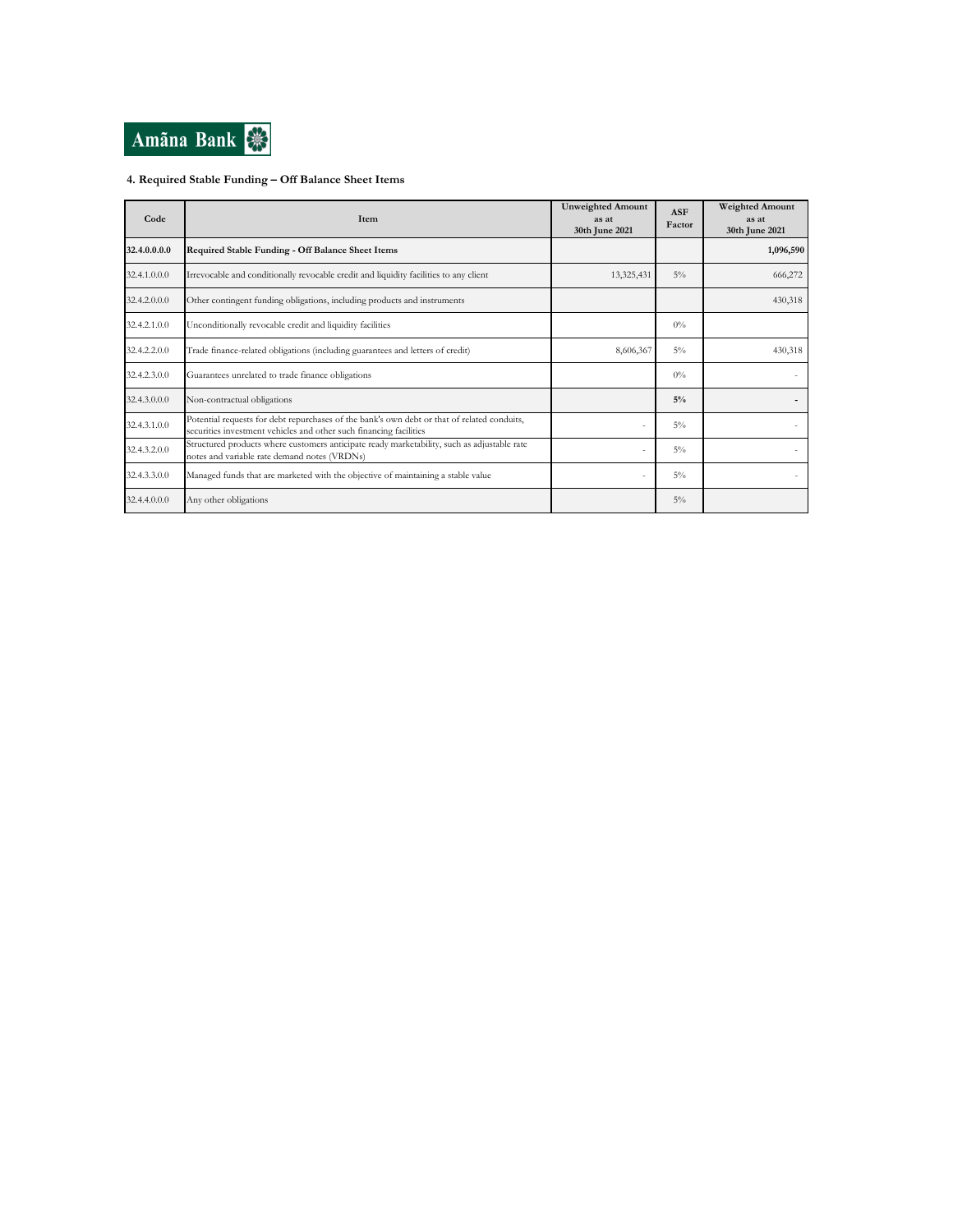Amãna Bank

#### 4. Required Stable Funding – Off Balance Sheet Items

| Code | Item | Unweighted Amount as at 30th June 2021 | ASF Factor | Weighted Amount as at 30th June 2021 |
|---|---|---|---|---|
| **32.4.0.0.0.0** | **Required Stable Funding - Off Balance Sheet Items** | | | **1,096,590** |
| 32.4.1.0.0.0 | Irrevocable and conditionally revocable credit and liquidity facilities to any client | 13,325,431 | 5% | 666,272 |
| 32.4.2.0.0.0 | Other contingent funding obligations, including products and instruments | | | 430,318 |
| 32.4.2.1.0.0 | Unconditionally revocable credit and liquidity facilities | | 0% | |
| 32.4.2.2.0.0 | Trade finance-related obligations (including guarantees and letters of credit) | 8,606,367 | 5% | 430,318 |
| 32.4.2.3.0.0 | Guarantees unrelated to trade finance obligations | | 0% | - |
| 32.4.3.0.0.0 | Non-contractual obligations | | **5%** | **-** |
| 32.4.3.1.0.0 | Potential requests for debt repurchases of the bank's own debt or that of related conduits, securities investment vehicles and other such financing facilities | - | 5% | - |
| 32.4.3.2.0.0 | Structured products where customers anticipate ready marketability, such as adjustable rate notes and variable rate demand notes (VRDNs) | - | 5% | - |
| 32.4.3.3.0.0 | Managed funds that are marketed with the objective of maintaining a stable value | - | 5% | - |
| 32.4.4.0.0.0 | Any other obligations | | 5% | |